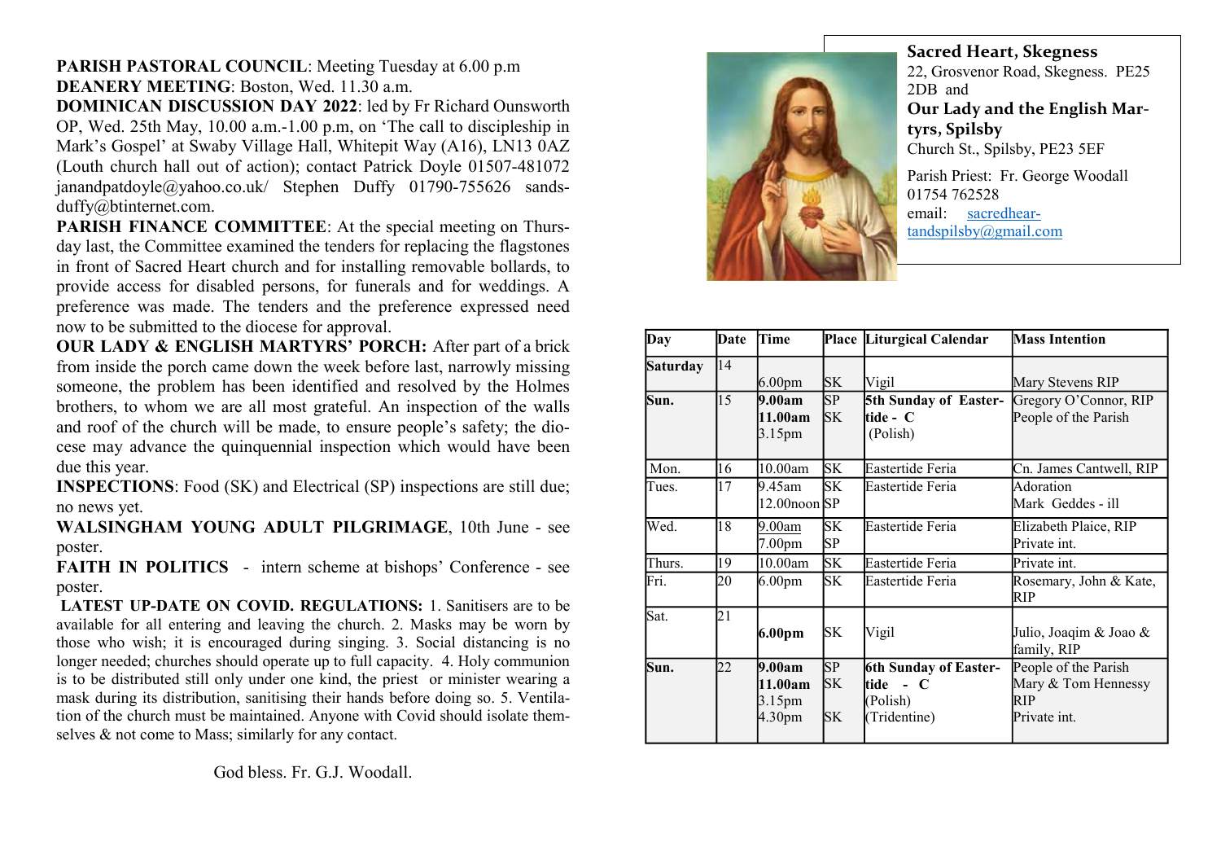**PARISH PASTORAL COUNCIL**: Meeting Tuesday at 6.00 p.m

**DEANERY MEETING**: Boston, Wed. 11.30 a.m.

**DOMINICAN DISCUSSION DAY 2022**: led by Fr Richard Ounsworth OP, Wed. 25th May, 10.00 a.m.-1.00 p.m, on 'The call to discipleship in Mark's Gospel' at Swaby Village Hall, Whitepit Way (A16), LN13 0AZ (Louth church hall out of action); contact Patrick Doyle 01507-481072 janandpatdoyle@yahoo.co.uk/ Stephen Duffy 01790-755626 sands-duffy@btinternet.com.

**PARISH FINANCE COMMITTEE**: At the special meeting on Thursday last, the Committee examined the tenders for replacing the flagstones in front of Sacred Heart church and for installing removable bollards, to provide access for disabled persons, for funerals and for weddings. A preference was made. The tenders and the preference expressed need now to be submitted to the diocese for approval.

**OUR LADY & ENGLISH MARTYRS' PORCH:** After part of a brick from inside the porch came down the week before last, narrowly missing someone, the problem has been identified and resolved by the Holmes brothers, to whom we are all most grateful. An inspection of the walls and roof of the church will be made, to ensure people's safety; the diocese may advance the quinquennial inspection which would have been due this year.

**INSPECTIONS**: Food (SK) and Electrical (SP) inspections are still due; no news yet.

**WALSINGHAM YOUNG ADULT PILGRIMAGE**, 10th June - see poster.

**FAITH IN POLITICS** - intern scheme at bishops' Conference - see poster.

**LATEST UP-DATE ON COVID. REGULATIONS:** 1. Sanitisers are to be available for all entering and leaving the church. 2. Masks may be worn by those who wish; it is encouraged during singing. 3. Social distancing is no longer needed; churches should operate up to full capacity. 4. Holy communion is to be distributed still only under one kind, the priest or minister wearing a mask during its distribution, sanitising their hands before doing so. 5. Ventilation of the church must be maintained. Anyone with Covid should isolate themselves & not come to Mass; similarly for any contact.

God bless. Fr. G.J. Woodall.

## Sacred Heart, Skegness

22, Grosvenor Road, Skegness. PE25 2DB and

## Our Lady and the English Martyrs, Spilsby

Church St., Spilsby, PE23 5EF

Parish Priest: Fr. George Woodall
01754 762528
email: sacredheartandspilsby@gmail.com

| Day | Date | Time | Place | Liturgical Calendar | Mass Intention |
|---|---|---|---|---|---|
| **Saturday** | 14 | 6.00pm | SK | Vigil | Mary Stevens RIP |
| **Sun.** | 15 | **9.00am**<br>**11.00am**<br>3.15pm | SP<br>SK | **5th Sunday of Eastertide - C**<br>(Polish) | Gregory O'Connor, RIP<br>People of the Parish |
| Mon. | 16 | 10.00am | SK | Eastertide Feria | Cn. James Cantwell, RIP |
| Tues. | 17 | 9.45am<br>12.00noon | SK<br>SP | Eastertide Feria | Adoration<br>Mark Geddes - ill |
| Wed. | 18 | 9.00am<br>7.00pm | SK<br>SP | Eastertide Feria | Elizabeth Plaice, RIP<br>Private int. |
| Thurs. | 19 | 10.00am | SK | Eastertide Feria | Private int. |
| Fri. | 20 | 6.00pm | SK | Eastertide Feria | Rosemary, John & Kate, RIP |
| Sat. | 21 | **6.00pm** | SK | Vigil | Julio, Joaqim & Joao & family, RIP |
| **Sun.** | 22 | **9.00am**<br>**11.00am**<br>3.15pm<br>4.30pm | SP<br>SK<br><br>SK | **6th Sunday of Eastertide - C**<br>(Polish)<br>(Tridentine) | People of the Parish<br>Mary & Tom Hennessy RIP<br>Private int. |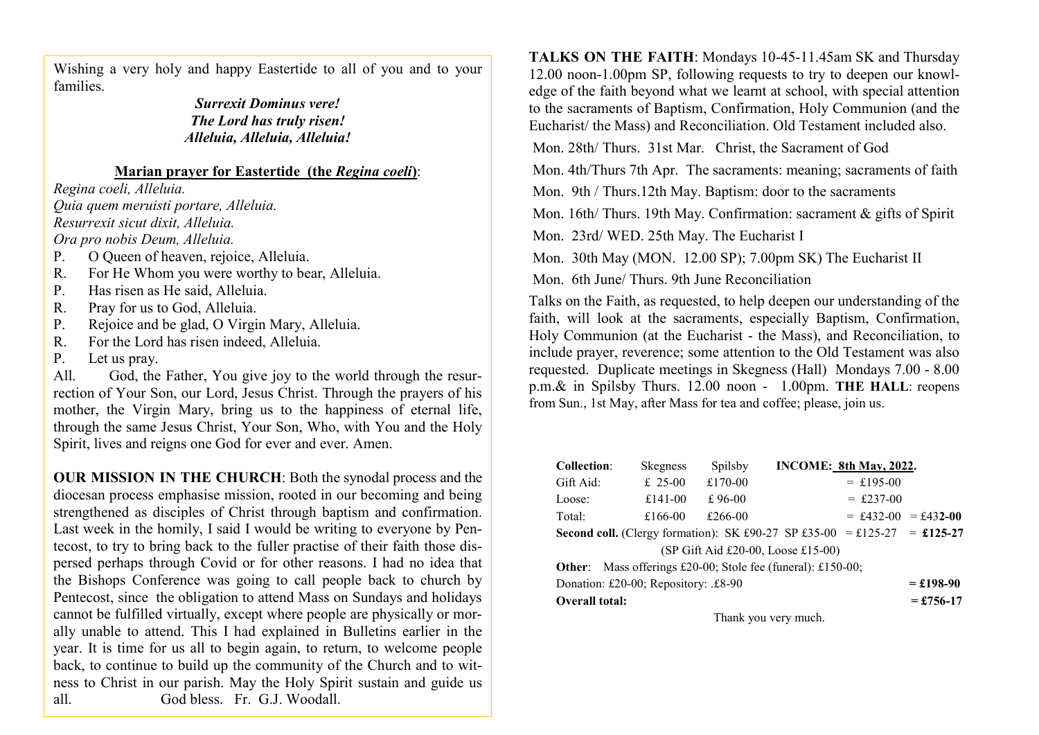Wishing a very holy and happy Eastertide to all of you and to your families.

***Surrexit Dominus vere!***
***The Lord has truly risen!***
***Alleluia, Alleluia, Alleluia!***

**Marian prayer for Eastertide (the *Regina coeli*)**:

*Regina coeli, Alleluia.*
*Quia quem meruisti portare, Alleluia.*
*Resurrexit sicut dixit, Alleluia.*
*Ora pro nobis Deum, Alleluia.*

P. O Queen of heaven, rejoice, Alleluia.
R. For He Whom you were worthy to bear, Alleluia.
P. Has risen as He said, Alleluia.
R. Pray for us to God, Alleluia.
P. Rejoice and be glad, O Virgin Mary, Alleluia.
R. For the Lord has risen indeed, Alleluia.
P. Let us pray.
All. God, the Father, You give joy to the world through the resurrection of Your Son, our Lord, Jesus Christ. Through the prayers of his mother, the Virgin Mary, bring us to the happiness of eternal life, through the same Jesus Christ, Your Son, Who, with You and the Holy Spirit, lives and reigns one God for ever and ever. Amen.

**OUR MISSION IN THE CHURCH**: Both the synodal process and the diocesan process emphasise mission, rooted in our becoming and being strengthened as disciples of Christ through baptism and confirmation. Last week in the homily, I said I would be writing to everyone by Pentecost, to try to bring back to the fuller practise of their faith those dispersed perhaps through Covid or for other reasons. I had no idea that the Bishops Conference was going to call people back to church by Pentecost, since the obligation to attend Mass on Sundays and holidays cannot be fulfilled virtually, except where people are physically or morally unable to attend. This I had explained in Bulletins earlier in the year. It is time for us all to begin again, to return, to welcome people back, to continue to build up the community of the Church and to witness to Christ in our parish. May the Holy Spirit sustain and guide us all. God bless. Fr. G.J. Woodall.

**TALKS ON THE FAITH**: Mondays 10-45-11.45am SK and Thursday 12.00 noon-1.00pm SP, following requests to try to deepen our knowledge of the faith beyond what we learnt at school, with special attention to the sacraments of Baptism, Confirmation, Holy Communion (and the Eucharist/ the Mass) and Reconciliation. Old Testament included also.

Mon. 28th/ Thurs. 31st Mar. Christ, the Sacrament of God
Mon. 4th/Thurs 7th Apr. The sacraments: meaning; sacraments of faith
Mon. 9th / Thurs.12th May. Baptism: door to the sacraments
Mon. 16th/ Thurs. 19th May. Confirmation: sacrament & gifts of Spirit
Mon. 23rd/ WED. 25th May. The Eucharist I
Mon. 30th May (MON. 12.00 SP); 7.00pm SK) The Eucharist II
Mon. 6th June/ Thurs. 9th June Reconciliation

Talks on the Faith, as requested, to help deepen our understanding of the faith, will look at the sacraments, especially Baptism, Confirmation, Holy Communion (at the Eucharist - the Mass), and Reconciliation, to include prayer, reverence; some attention to the Old Testament was also requested. Duplicate meetings in Skegness (Hall) Mondays 7.00 - 8.00 p.m.& in Spilsby Thurs. 12.00 noon - 1.00pm. **THE HALL**: reopens from Sun., 1st May, after Mass for tea and coffee; please, join us.

| **Collection**: | Skegness | Spilsby | **INCOME: 8th May, 2022.** | |
|---|---|---|---|---|
| Gift Aid: | £ 25-00 | £170-00 | = £195-00 | |
| Loose: | £141-00 | £ 96-00 | = £237-00 | |
| Total: | £166-00 | £266-00 | = £432-00 | = £43**2-00** |

**Second coll.** (Clergy formation): SK £90-27 SP £35-00 = £125-27 = **£125-27**
(SP Gift Aid £20-00, Loose £15-00)
**Other**: Mass offerings £20-00; Stole fee (funeral): £150-00;
Donation: £20-00; Repository: .£8-90 **= £198-90**
**Overall total: = £756-17**

Thank you very much.